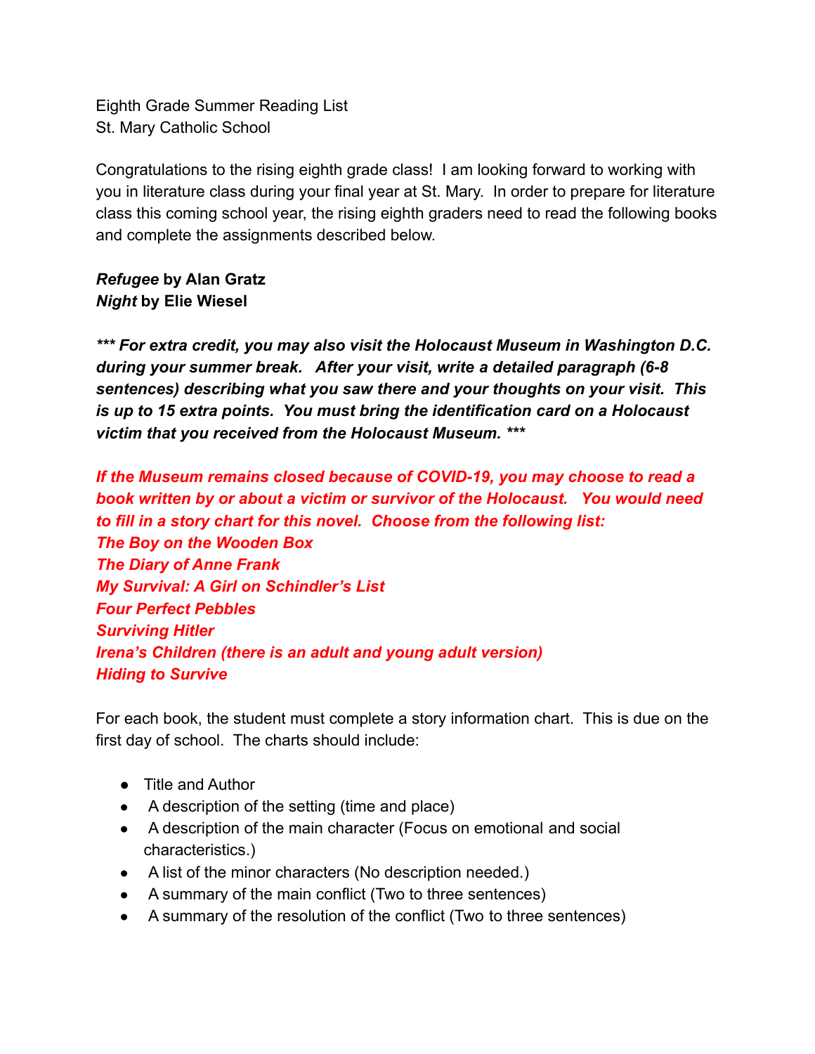Eighth Grade Summer Reading List
St. Mary Catholic School

Congratulations to the rising eighth grade class! I am looking forward to working with you in literature class during your final year at St. Mary. In order to prepare for literature class this coming school year, the rising eighth graders need to read the following books and complete the assignments described below.

***Refugee* by Alan Gratz**
***Night* by Elie Wiesel**

****** For extra credit, you may also visit the Holocaust Museum in Washington D.C. during your summer break. After your visit, write a detailed paragraph (6-8 sentences) describing what you saw there and your thoughts on your visit. This is up to 15 extra points. You must bring the identification card on a Holocaust victim that you received from the Holocaust Museum. *****

***If the Museum remains closed because of COVID-19, you may choose to read a book written by or about a victim or survivor of the Holocaust. You would need to fill in a story chart for this novel. Choose from the following list:***
***The Boy on the Wooden Box***
***The Diary of Anne Frank***
***My Survival: A Girl on Schindler's List***
***Four Perfect Pebbles***
***Surviving Hitler***
***Irena's Children (there is an adult and young adult version)***
***Hiding to Survive***

For each book, the student must complete a story information chart. This is due on the first day of school. The charts should include:

- Title and Author
- A description of the setting (time and place)
- A description of the main character (Focus on emotional and social characteristics.)
- A list of the minor characters (No description needed.)
- A summary of the main conflict (Two to three sentences)
- A summary of the resolution of the conflict (Two to three sentences)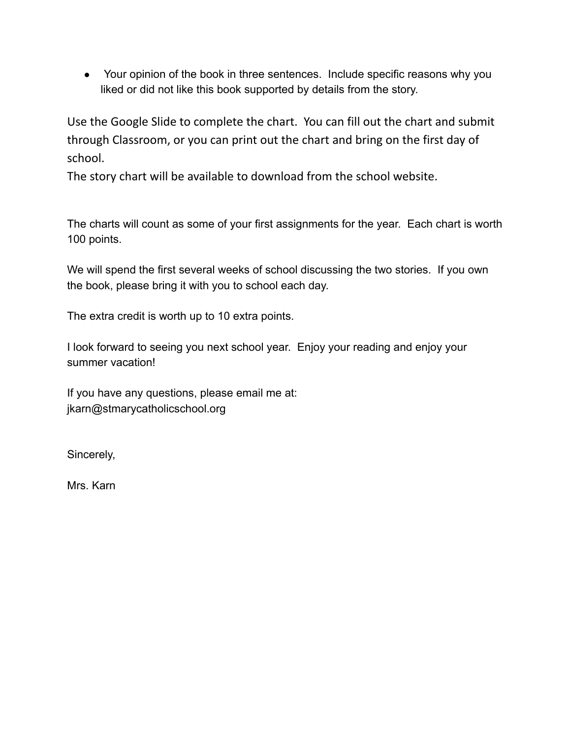- Your opinion of the book in three sentences. Include specific reasons why you liked or did not like this book supported by details from the story.

Use the Google Slide to complete the chart. You can fill out the chart and submit through Classroom, or you can print out the chart and bring on the first day of school.
The story chart will be available to download from the school website.

The charts will count as some of your first assignments for the year. Each chart is worth 100 points.

We will spend the first several weeks of school discussing the two stories. If you own the book, please bring it with you to school each day.

The extra credit is worth up to 10 extra points.

I look forward to seeing you next school year. Enjoy your reading and enjoy your summer vacation!

If you have any questions, please email me at:
jkarn@stmarycatholicschool.org

Sincerely,

Mrs. Karn